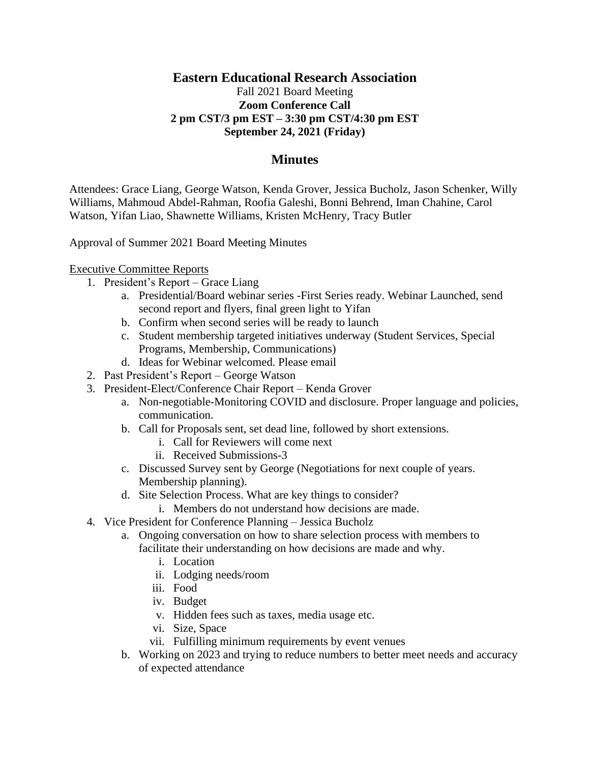# Eastern Educational Research Association

Fall 2021 Board Meeting
**Zoom Conference Call**
**2 pm CST/3 pm EST – 3:30 pm CST/4:30 pm EST**
**September 24, 2021 (Friday)**

## Minutes

Attendees: Grace Liang, George Watson, Kenda Grover, Jessica Bucholz, Jason Schenker, Willy Williams, Mahmoud Abdel-Rahman, Roofia Galeshi, Bonni Behrend, Iman Chahine, Carol Watson, Yifan Liao, Shawnette Williams, Kristen McHenry, Tracy Butler

Approval of Summer 2021 Board Meeting Minutes

Executive Committee Reports

1. President's Report – Grace Liang
   a. Presidential/Board webinar series -First Series ready. Webinar Launched, send second report and flyers, final green light to Yifan
   b. Confirm when second series will be ready to launch
   c. Student membership targeted initiatives underway (Student Services, Special Programs, Membership, Communications)
   d. Ideas for Webinar welcomed. Please email
2. Past President's Report – George Watson
3. President-Elect/Conference Chair Report – Kenda Grover
   a. Non-negotiable-Monitoring COVID and disclosure. Proper language and policies, communication.
   b. Call for Proposals sent, set dead line, followed by short extensions.
      i. Call for Reviewers will come next
      ii. Received Submissions-3
   c. Discussed Survey sent by George (Negotiations for next couple of years. Membership planning).
   d. Site Selection Process. What are key things to consider?
      i. Members do not understand how decisions are made.
4. Vice President for Conference Planning – Jessica Bucholz
   a. Ongoing conversation on how to share selection process with members to facilitate their understanding on how decisions are made and why.
      i. Location
      ii. Lodging needs/room
      iii. Food
      iv. Budget
      v. Hidden fees such as taxes, media usage etc.
      vi. Size, Space
      vii. Fulfilling minimum requirements by event venues
   b. Working on 2023 and trying to reduce numbers to better meet needs and accuracy of expected attendance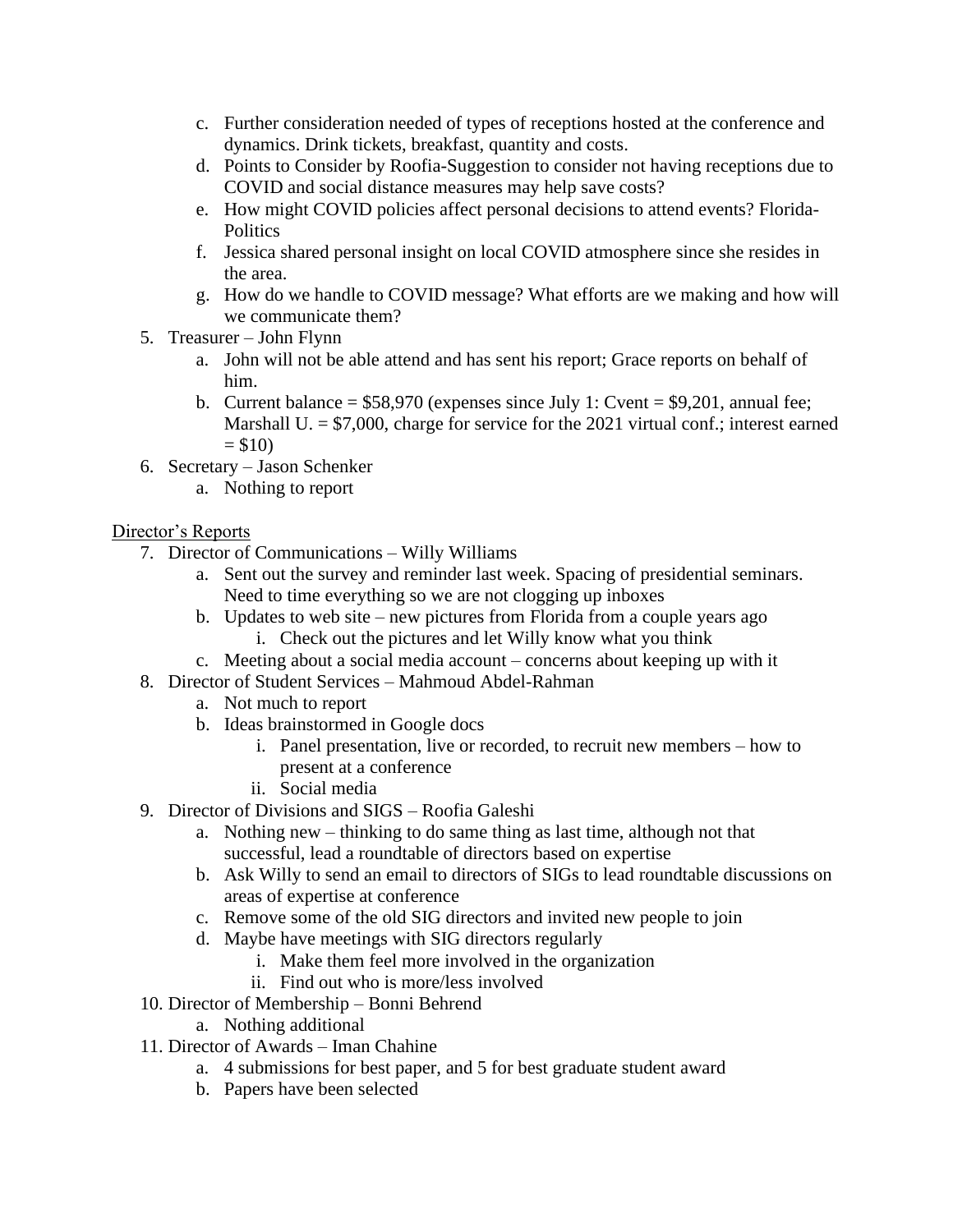c. Further consideration needed of types of receptions hosted at the conference and dynamics. Drink tickets, breakfast, quantity and costs.
   d. Points to Consider by Roofia-Suggestion to consider not having receptions due to COVID and social distance measures may help save costs?
   e. How might COVID policies affect personal decisions to attend events? Florida-Politics
   f. Jessica shared personal insight on local COVID atmosphere since she resides in the area.
   g. How do we handle to COVID message? What efforts are we making and how will we communicate them?

5. Treasurer – John Flynn
   a. John will not be able attend and has sent his report; Grace reports on behalf of him.
   b. Current balance = $58,970 (expenses since July 1: Cvent = $9,201, annual fee; Marshall U. = $7,000, charge for service for the 2021 virtual conf.; interest earned = $10)
6. Secretary – Jason Schenker
   a. Nothing to report

<u>Director's Reports</u>

7. Director of Communications – Willy Williams
   a. Sent out the survey and reminder last week. Spacing of presidential seminars. Need to time everything so we are not clogging up inboxes
   b. Updates to web site – new pictures from Florida from a couple years ago
      i. Check out the pictures and let Willy know what you think
   c. Meeting about a social media account – concerns about keeping up with it
8. Director of Student Services – Mahmoud Abdel-Rahman
   a. Not much to report
   b. Ideas brainstormed in Google docs
      i. Panel presentation, live or recorded, to recruit new members – how to present at a conference
      ii. Social media
9. Director of Divisions and SIGS – Roofia Galeshi
   a. Nothing new – thinking to do same thing as last time, although not that successful, lead a roundtable of directors based on expertise
   b. Ask Willy to send an email to directors of SIGs to lead roundtable discussions on areas of expertise at conference
   c. Remove some of the old SIG directors and invited new people to join
   d. Maybe have meetings with SIG directors regularly
      i. Make them feel more involved in the organization
      ii. Find out who is more/less involved
10. Director of Membership – Bonni Behrend
    a. Nothing additional
11. Director of Awards – Iman Chahine
    a. 4 submissions for best paper, and 5 for best graduate student award
    b. Papers have been selected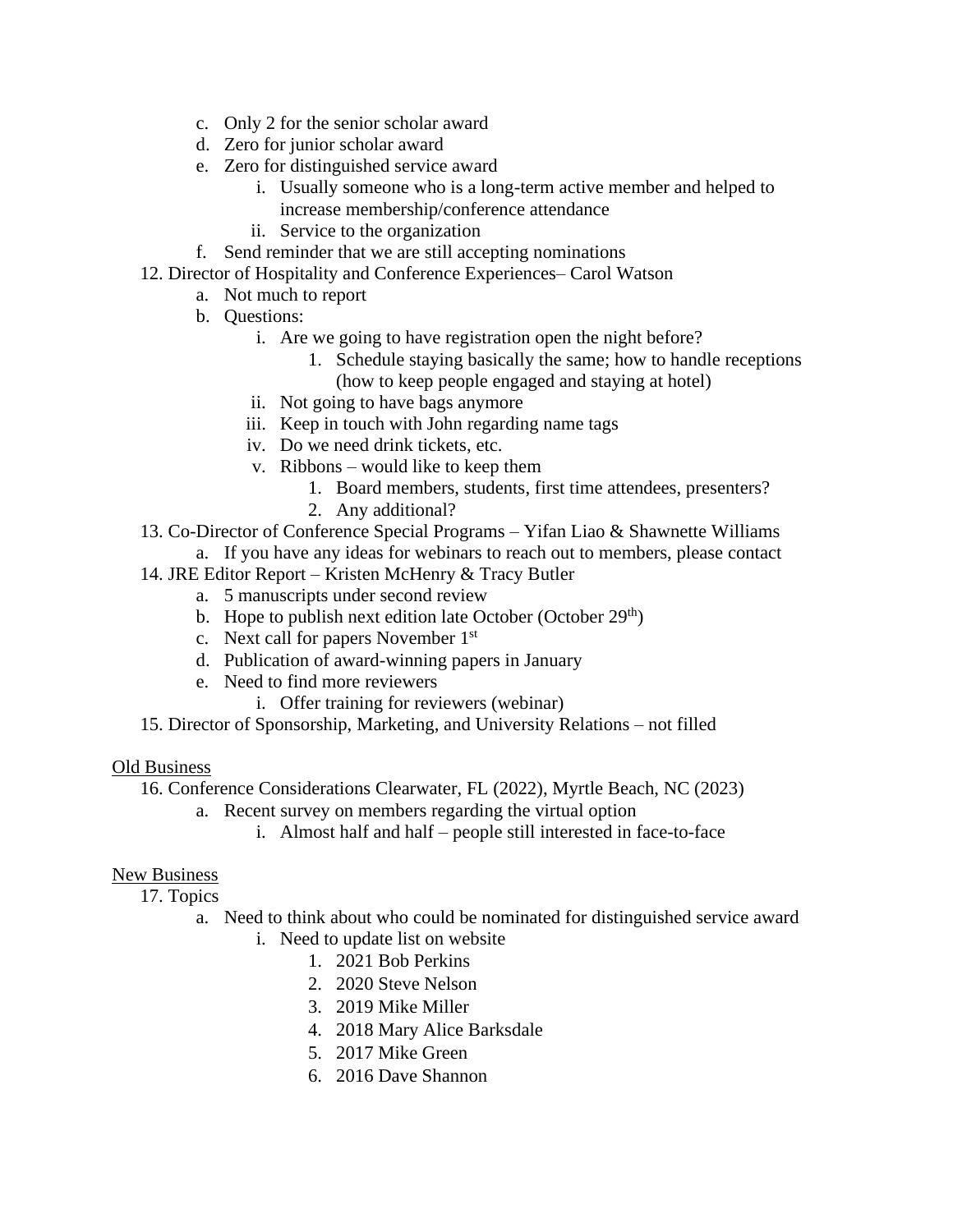c. Only 2 for the senior scholar award
  d. Zero for junior scholar award
  e. Zero for distinguished service award
    i. Usually someone who is a long-term active member and helped to increase membership/conference attendance
    ii. Service to the organization
  f. Send reminder that we are still accepting nominations

12. Director of Hospitality and Conference Experiences– Carol Watson
  a. Not much to report
  b. Questions:
    i. Are we going to have registration open the night before?
      1. Schedule staying basically the same; how to handle receptions (how to keep people engaged and staying at hotel)
    ii. Not going to have bags anymore
    iii. Keep in touch with John regarding name tags
    iv. Do we need drink tickets, etc.
    v. Ribbons – would like to keep them
      1. Board members, students, first time attendees, presenters?
      2. Any additional?

13. Co-Director of Conference Special Programs – Yifan Liao & Shawnette Williams
  a. If you have any ideas for webinars to reach out to members, please contact

14. JRE Editor Report – Kristen McHenry & Tracy Butler
  a. 5 manuscripts under second review
  b. Hope to publish next edition late October (October 29th)
  c. Next call for papers November 1st
  d. Publication of award-winning papers in January
  e. Need to find more reviewers
    i. Offer training for reviewers (webinar)

15. Director of Sponsorship, Marketing, and University Relations – not filled

<u>Old Business</u>

16. Conference Considerations Clearwater, FL (2022), Myrtle Beach, NC (2023)
  a. Recent survey on members regarding the virtual option
    i. Almost half and half – people still interested in face-to-face

<u>New Business</u>

17. Topics
  a. Need to think about who could be nominated for distinguished service award
    i. Need to update list on website
      1. 2021 Bob Perkins
      2. 2020 Steve Nelson
      3. 2019 Mike Miller
      4. 2018 Mary Alice Barksdale
      5. 2017 Mike Green
      6. 2016 Dave Shannon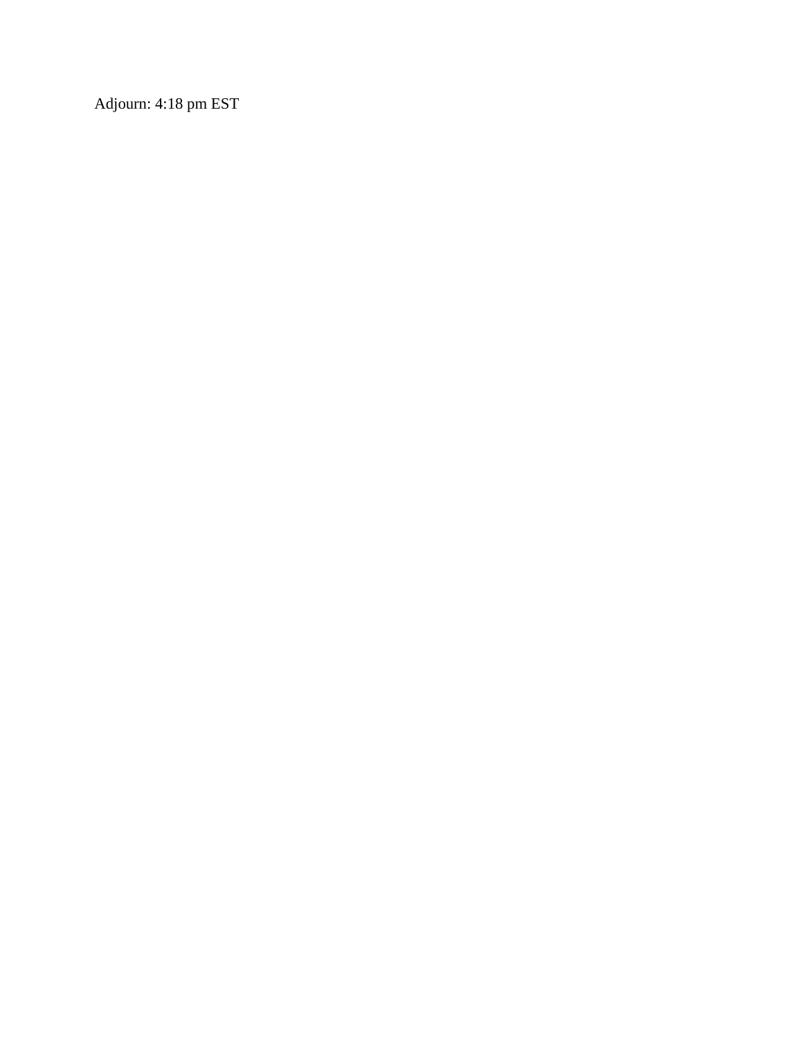Adjourn: 4:18 pm EST